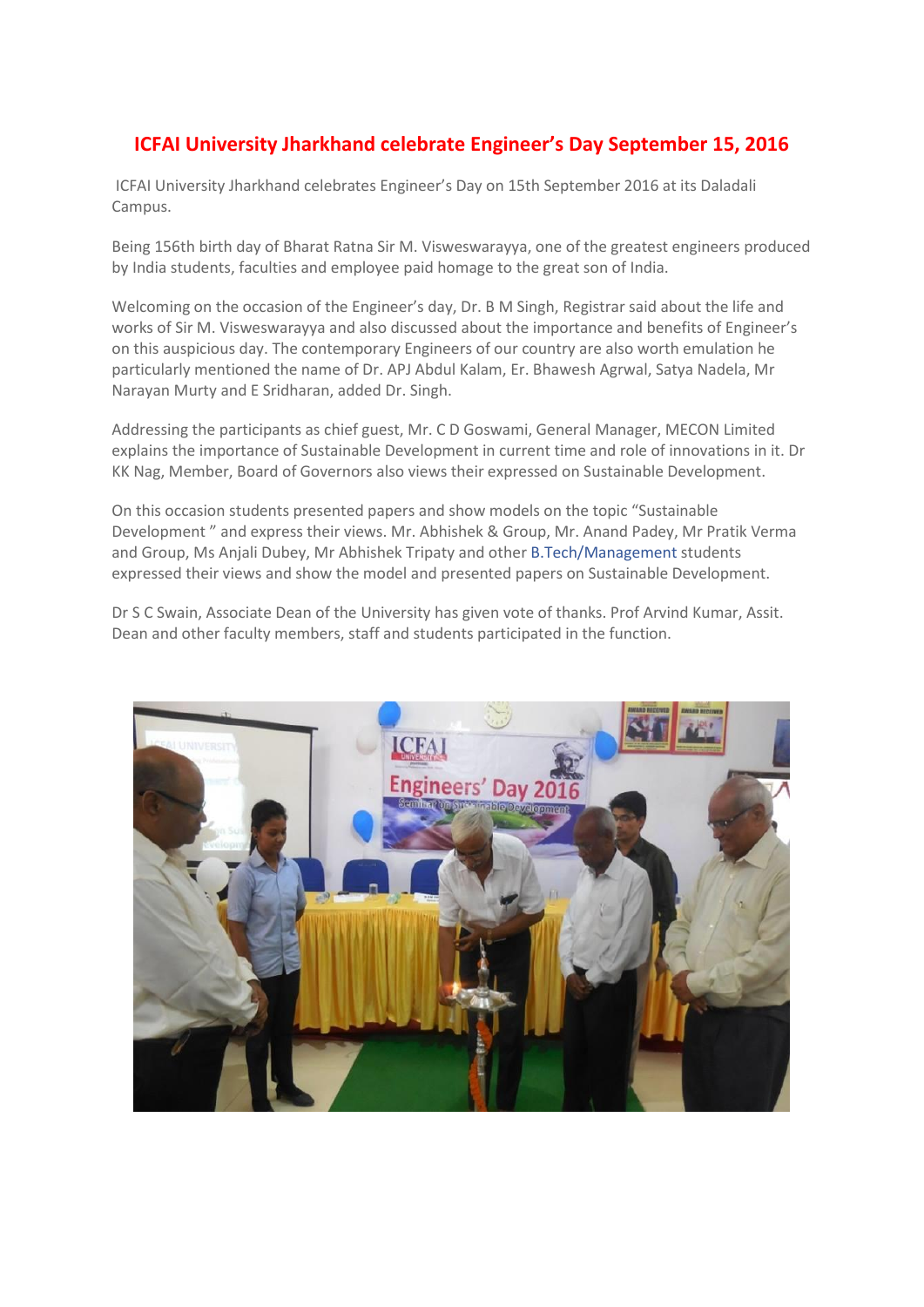# ICFAI University Jharkhand celebrate Engineer's Day September 15, 2016

ICFAI University Jharkhand celebrates Engineer's Day on 15th September 2016 at its Daladali Campus.

Being 156th birth day of Bharat Ratna Sir M. Visweswarayya, one of the greatest engineers produced by India students, faculties and employee paid homage to the great son of India.

Welcoming on the occasion of the Engineer's day, Dr. B M Singh, Registrar said about the life and works of Sir M. Visweswarayya and also discussed about the importance and benefits of Engineer's on this auspicious day. The contemporary Engineers of our country are also worth emulation he particularly mentioned the name of Dr. APJ Abdul Kalam, Er. Bhawesh Agrwal, Satya Nadela, Mr Narayan Murty and E Sridharan, added Dr. Singh.

Addressing the participants as chief guest, Mr. C D Goswami, General Manager, MECON Limited explains the importance of Sustainable Development in current time and role of innovations in it. Dr KK Nag, Member, Board of Governors also views their expressed on Sustainable Development.

On this occasion students presented papers and show models on the topic "Sustainable Development " and express their views. Mr. Abhishek & Group, Mr. Anand Padey, Mr Pratik Verma and Group, Ms Anjali Dubey, Mr Abhishek Tripaty and other B.Tech/Management students expressed their views and show the model and presented papers on Sustainable Development.

Dr S C Swain, Associate Dean of the University has given vote of thanks. Prof Arvind Kumar, Assit. Dean and other faculty members, staff and students participated in the function.